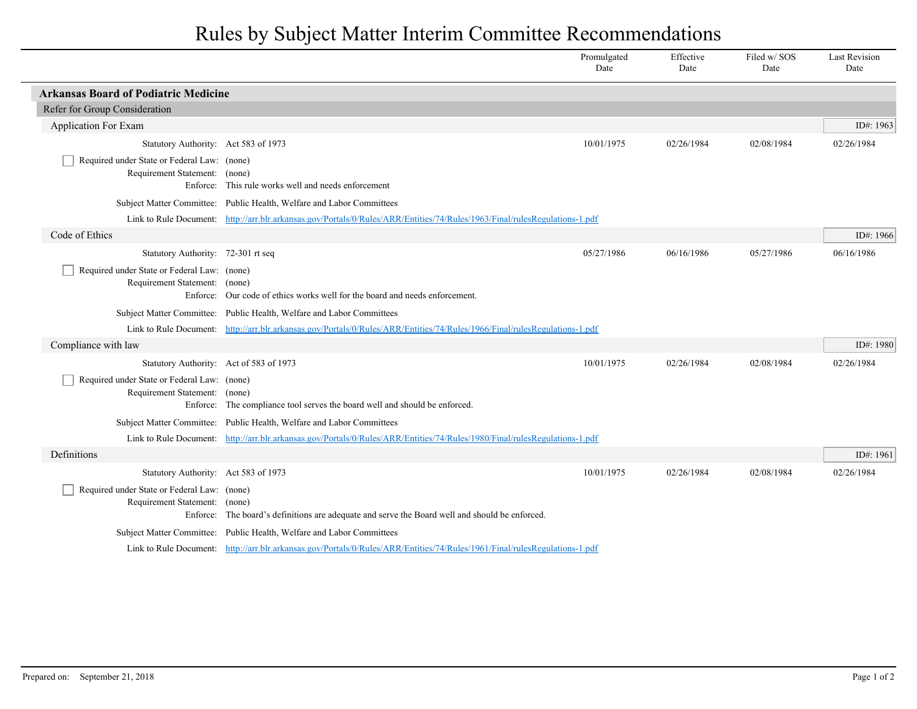# Rules by Subject Matter Interim Committee Recommendations

## Arkansas Board of Podiatric Medicine

### Refer for Group Consideration

#### Application For Exam

ID#: 1963

| | Promulgated Date | Effective Date | Filed w/ SOS Date | Last Revision Date |
|---|---|---|---|---|
| Statutory Authority: Act 583 of 1973 | 10/01/1975 | 02/26/1984 | 02/08/1984 | 02/26/1984 |

- [ ] Required under State or Federal Law: (none)

Requirement Statement: (none)

Enforce: This rule works well and needs enforcement

Subject Matter Committee: Public Health, Welfare and Labor Committees

Link to Rule Document: http://arr.blr.arkansas.gov/Portals/0/Rules/ARR/Entities/74/Rules/1963/Final/rulesRegulations-1.pdf

#### Code of Ethics

ID#: 1966

| | Promulgated Date | Effective Date | Filed w/ SOS Date | Last Revision Date |
|---|---|---|---|---|
| Statutory Authority: 72-301 rt seq | 05/27/1986 | 06/16/1986 | 05/27/1986 | 06/16/1986 |

- [ ] Required under State or Federal Law: (none)

Requirement Statement: (none)

Enforce: Our code of ethics works well for the board and needs enforcement.

Subject Matter Committee: Public Health, Welfare and Labor Committees

Link to Rule Document: http://arr.blr.arkansas.gov/Portals/0/Rules/ARR/Entities/74/Rules/1966/Final/rulesRegulations-1.pdf

#### Compliance with law

ID#: 1980

| | Promulgated Date | Effective Date | Filed w/ SOS Date | Last Revision Date |
|---|---|---|---|---|
| Statutory Authority: Act of 583 of 1973 | 10/01/1975 | 02/26/1984 | 02/08/1984 | 02/26/1984 |

- [ ] Required under State or Federal Law: (none)

Requirement Statement: (none)

Enforce: The compliance tool serves the board well and should be enforced.

Subject Matter Committee: Public Health, Welfare and Labor Committees

Link to Rule Document: http://arr.blr.arkansas.gov/Portals/0/Rules/ARR/Entities/74/Rules/1980/Final/rulesRegulations-1.pdf

#### Definitions

ID#: 1961

| | Promulgated Date | Effective Date | Filed w/ SOS Date | Last Revision Date |
|---|---|---|---|---|
| Statutory Authority: Act 583 of 1973 | 10/01/1975 | 02/26/1984 | 02/08/1984 | 02/26/1984 |

- [ ] Required under State or Federal Law: (none)

Requirement Statement: (none)

Enforce: The board's definitions are adequate and serve the Board well and should be enforced.

Subject Matter Committee: Public Health, Welfare and Labor Committees

Link to Rule Document: http://arr.blr.arkansas.gov/Portals/0/Rules/ARR/Entities/74/Rules/1961/Final/rulesRegulations-1.pdf

Prepared on: September 21, 2018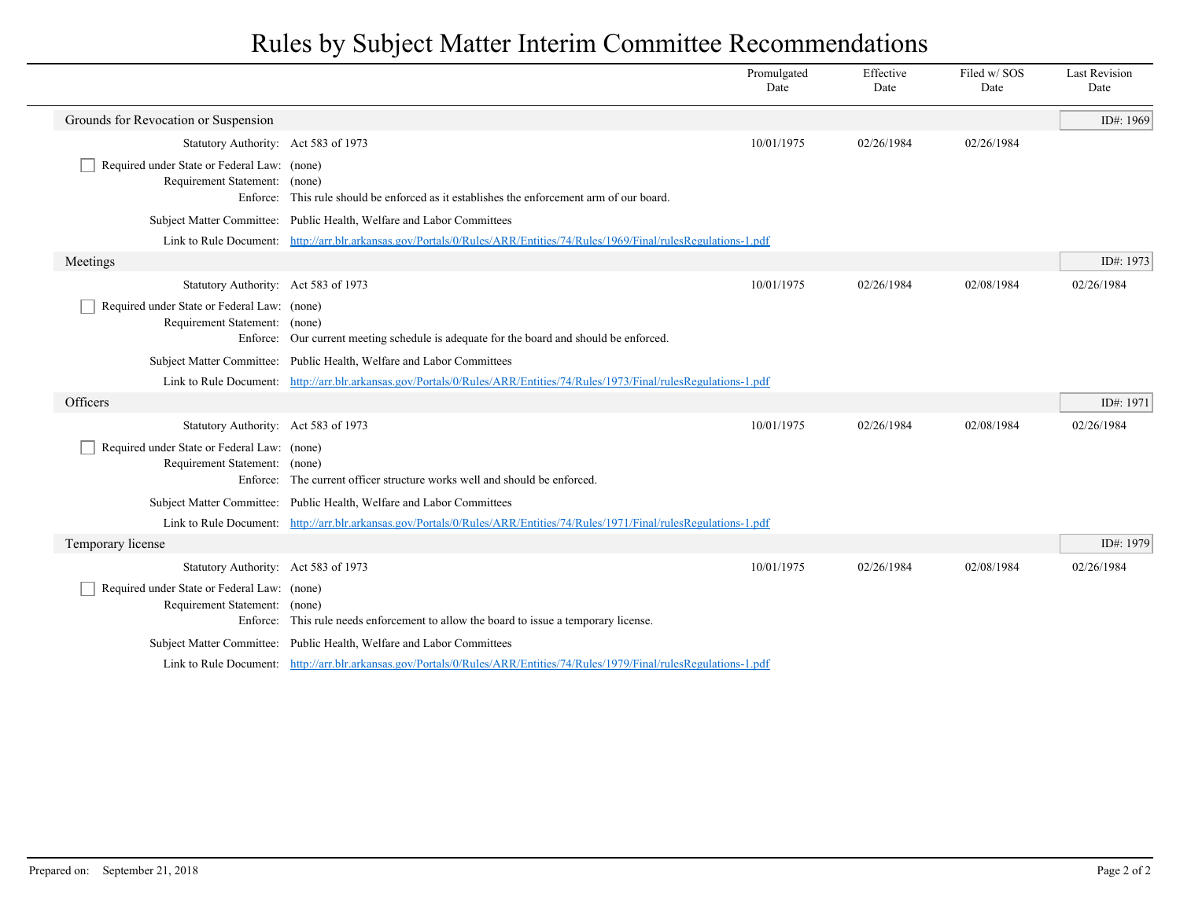# Rules by Subject Matter Interim Committee Recommendations

| | | Promulgated Date | Effective Date | Filed w/ SOS Date | Last Revision Date |
|---|---|---|---|---|---|

## Grounds for Revocation or Suspension

ID#: 1969

| | | Promulgated Date | Effective Date | Filed w/ SOS Date | Last Revision Date |
|---|---|---|---|---|---|
| Statutory Authority: | Act 583 of 1973 | 10/01/1975 | 02/26/1984 | 02/26/1984 | |

- [ ] Required under State or Federal Law: (none)

Requirement Statement: (none)

Enforce: This rule should be enforced as it establishes the enforcement arm of our board.

Subject Matter Committee: Public Health, Welfare and Labor Committees

Link to Rule Document: http://arr.blr.arkansas.gov/Portals/0/Rules/ARR/Entities/74/Rules/1969/Final/rulesRegulations-1.pdf

## Meetings

ID#: 1973

| | | Promulgated Date | Effective Date | Filed w/ SOS Date | Last Revision Date |
|---|---|---|---|---|---|
| Statutory Authority: | Act 583 of 1973 | 10/01/1975 | 02/26/1984 | 02/08/1984 | 02/26/1984 |

- [ ] Required under State or Federal Law: (none)

Requirement Statement: (none)

Enforce: Our current meeting schedule is adequate for the board and should be enforced.

Subject Matter Committee: Public Health, Welfare and Labor Committees

Link to Rule Document: http://arr.blr.arkansas.gov/Portals/0/Rules/ARR/Entities/74/Rules/1973/Final/rulesRegulations-1.pdf

## Officers

ID#: 1971

| | | Promulgated Date | Effective Date | Filed w/ SOS Date | Last Revision Date |
|---|---|---|---|---|---|
| Statutory Authority: | Act 583 of 1973 | 10/01/1975 | 02/26/1984 | 02/08/1984 | 02/26/1984 |

- [ ] Required under State or Federal Law: (none)

Requirement Statement: (none)

Enforce: The current officer structure works well and should be enforced.

Subject Matter Committee: Public Health, Welfare and Labor Committees

Link to Rule Document: http://arr.blr.arkansas.gov/Portals/0/Rules/ARR/Entities/74/Rules/1971/Final/rulesRegulations-1.pdf

## Temporary license

ID#: 1979

| | | Promulgated Date | Effective Date | Filed w/ SOS Date | Last Revision Date |
|---|---|---|---|---|---|
| Statutory Authority: | Act 583 of 1973 | 10/01/1975 | 02/26/1984 | 02/08/1984 | 02/26/1984 |

- [ ] Required under State or Federal Law: (none)

Requirement Statement: (none)

Enforce: This rule needs enforcement to allow the board to issue a temporary license.

Subject Matter Committee: Public Health, Welfare and Labor Committees

Link to Rule Document: http://arr.blr.arkansas.gov/Portals/0/Rules/ARR/Entities/74/Rules/1979/Final/rulesRegulations-1.pdf

Prepared on: September 21, 2018